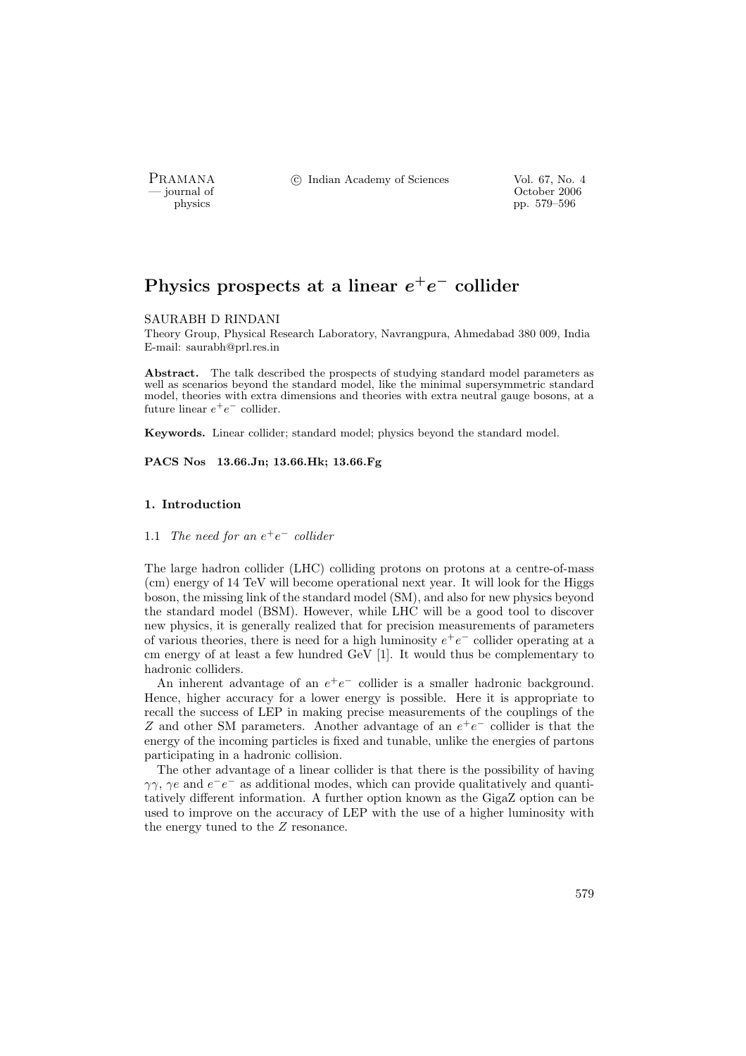# Physics prospects at a linear $e^+e^-$ collider

SAURABH D RINDANI
Theory Group, Physical Research Laboratory, Navrangpura, Ahmedabad 380 009, India
E-mail: saurabh@prl.res.in

**Abstract.** The talk described the prospects of studying standard model parameters as well as scenarios beyond the standard model, like the minimal supersymmetric standard model, theories with extra dimensions and theories with extra neutral gauge bosons, at a future linear $e^+e^-$ collider.

**Keywords.** Linear collider; standard model; physics beyond the standard model.

**PACS Nos 13.66.Jn; 13.66.Hk; 13.66.Fg**

## 1. Introduction

### 1.1 *The need for an $e^+e^-$ collider*

The large hadron collider (LHC) colliding protons on protons at a centre-of-mass (cm) energy of 14 TeV will become operational next year. It will look for the Higgs boson, the missing link of the standard model (SM), and also for new physics beyond the standard model (BSM). However, while LHC will be a good tool to discover new physics, it is generally realized that for precision measurements of parameters of various theories, there is need for a high luminosity $e^+e^-$ collider operating at a cm energy of at least a few hundred GeV [1]. It would thus be complementary to hadronic colliders.

An inherent advantage of an $e^+e^-$ collider is a smaller hadronic background. Hence, higher accuracy for a lower energy is possible. Here it is appropriate to recall the success of LEP in making precise measurements of the couplings of the $Z$ and other SM parameters. Another advantage of an $e^+e^-$ collider is that the energy of the incoming particles is fixed and tunable, unlike the energies of partons participating in a hadronic collision.

The other advantage of a linear collider is that there is the possibility of having $\gamma\gamma$, $\gamma e$ and $e^-e^-$ as additional modes, which can provide qualitatively and quantitatively different information. A further option known as the GigaZ option can be used to improve on the accuracy of LEP with the use of a higher luminosity with the energy tuned to the $Z$ resonance.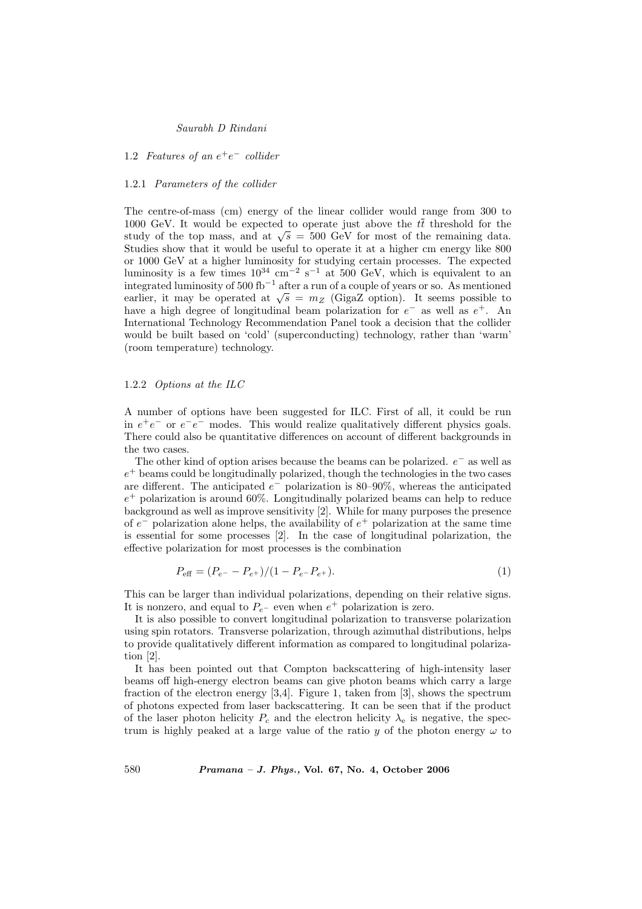### 1.2 *Features of an $e^+e^-$ collider*

#### 1.2.1 *Parameters of the collider*

The centre-of-mass (cm) energy of the linear collider would range from 300 to 1000 GeV. It would be expected to operate just above the $t\bar{t}$ threshold for the study of the top mass, and at $\sqrt{s} = 500$ GeV for most of the remaining data. Studies show that it would be useful to operate it at a higher cm energy like 800 or 1000 GeV at a higher luminosity for studying certain processes. The expected luminosity is a few times $10^{34}$ cm$^{-2}$ s$^{-1}$ at 500 GeV, which is equivalent to an integrated luminosity of 500 fb$^{-1}$ after a run of a couple of years or so. As mentioned earlier, it may be operated at $\sqrt{s} = m_Z$ (GigaZ option). It seems possible to have a high degree of longitudinal beam polarization for $e^-$ as well as $e^+$. An International Technology Recommendation Panel took a decision that the collider would be built based on 'cold' (superconducting) technology, rather than 'warm' (room temperature) technology.

#### 1.2.2 *Options at the ILC*

A number of options have been suggested for ILC. First of all, it could be run in $e^+e^-$ or $e^-e^-$ modes. This would realize qualitatively different physics goals. There could also be quantitative differences on account of different backgrounds in the two cases.

The other kind of option arises because the beams can be polarized. $e^-$ as well as $e^+$ beams could be longitudinally polarized, though the technologies in the two cases are different. The anticipated $e^-$ polarization is 80–90%, whereas the anticipated $e^+$ polarization is around 60%. Longitudinally polarized beams can help to reduce background as well as improve sensitivity [2]. While for many purposes the presence of $e^-$ polarization alone helps, the availability of $e^+$ polarization at the same time is essential for some processes [2]. In the case of longitudinal polarization, the effective polarization for most processes is the combination

$$P_{\text{eff}} = (P_{e^-} - P_{e^+})/(1 - P_{e^-}P_{e^+}). \tag{1}$$

This can be larger than individual polarizations, depending on their relative signs. It is nonzero, and equal to $P_{e^-}$ even when $e^+$ polarization is zero.

It is also possible to convert longitudinal polarization to transverse polarization using spin rotators. Transverse polarization, through azimuthal distributions, helps to provide qualitatively different information as compared to longitudinal polarization [2].

It has been pointed out that Compton backscattering of high-intensity laser beams off high-energy electron beams can give photon beams which carry a large fraction of the electron energy [3,4]. Figure 1, taken from [3], shows the spectrum of photons expected from laser backscattering. It can be seen that if the product of the laser photon helicity $P_c$ and the electron helicity $\lambda_e$ is negative, the spectrum is highly peaked at a large value of the ratio $y$ of the photon energy $\omega$ to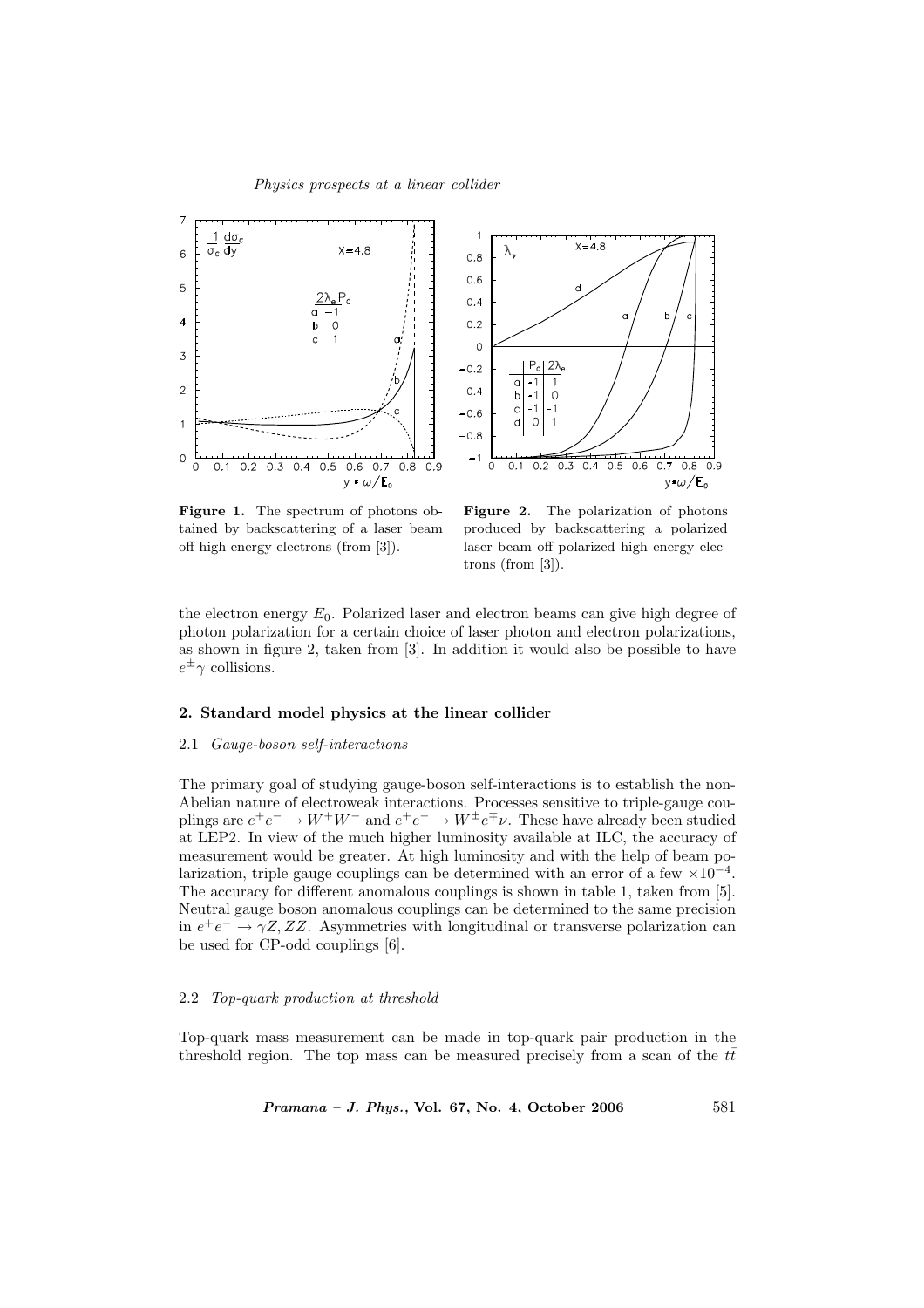Figure 1. The spectrum of photons obtained by backscattering of a laser beam off high energy electrons (from [3]).

Figure 2. The polarization of photons produced by backscattering a polarized laser beam off polarized high energy electrons (from [3]).

the electron energy $E_0$. Polarized laser and electron beams can give high degree of photon polarization for a certain choice of laser photon and electron polarizations, as shown in figure 2, taken from [3]. In addition it would also be possible to have $e^{\pm}\gamma$ collisions.

## 2. Standard model physics at the linear collider

### 2.1 *Gauge-boson self-interactions*

The primary goal of studying gauge-boson self-interactions is to establish the non-Abelian nature of electroweak interactions. Processes sensitive to triple-gauge couplings are $e^+e^- \rightarrow W^+W^-$ and $e^+e^- \rightarrow W^{\pm}e^{\mp}\nu$. These have already been studied at LEP2. In view of the much higher luminosity available at ILC, the accuracy of measurement would be greater. At high luminosity and with the help of beam polarization, triple gauge couplings can be determined with an error of a few $\times 10^{-4}$. The accuracy for different anomalous couplings is shown in table 1, taken from [5]. Neutral gauge boson anomalous couplings can be determined to the same precision in $e^+e^- \rightarrow \gamma Z, ZZ$. Asymmetries with longitudinal or transverse polarization can be used for CP-odd couplings [6].

### 2.2 *Top-quark production at threshold*

Top-quark mass measurement can be made in top-quark pair production in the threshold region. The top mass can be measured precisely from a scan of the $t\bar{t}$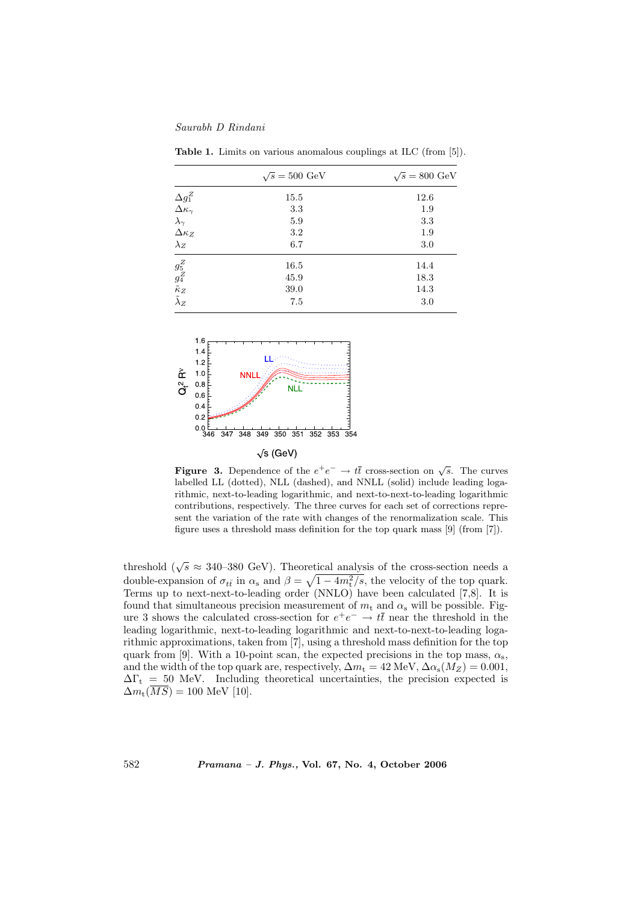**Table 1.** Limits on various anomalous couplings at ILC (from [5]).

| | $\sqrt{s} = 500$ GeV | $\sqrt{s} = 800$ GeV |
|---|---|---|
| $\Delta g_1^Z$ | 15.5 | 12.6 |
| $\Delta\kappa_\gamma$ | 3.3 | 1.9 |
| $\lambda_\gamma$ | 5.9 | 3.3 |
| $\Delta\kappa_Z$ | 3.2 | 1.9 |
| $\lambda_Z$ | 6.7 | 3.0 |
| $g_5^Z$ | 16.5 | 14.4 |
| $g_4^Z$ | 45.9 | 18.3 |
| $\tilde{\kappa}_Z$ | 39.0 | 14.3 |
| $\tilde{\lambda}_Z$ | 7.5 | 3.0 |

**Figure 3.** Dependence of the $e^+e^- \to t\bar{t}$ cross-section on $\sqrt{s}$. The curves labelled LL (dotted), NLL (dashed), and NNLL (solid) include leading logarithmic, next-to-leading logarithmic, and next-to-next-to-leading logarithmic contributions, respectively. The three curves for each set of corrections represent the variation of the rate with changes of the renormalization scale. This figure uses a threshold mass definition for the top quark mass [9] (from [7]).

threshold ($\sqrt{s} \approx$ 340–380 GeV). Theoretical analysis of the cross-section needs a double-expansion of $\sigma_{t\bar{t}}$ in $\alpha_s$ and $\beta = \sqrt{1 - 4m_t^2/s}$, the velocity of the top quark. Terms up to next-next-to-leading order (NNLO) have been calculated [7,8]. It is found that simultaneous precision measurement of $m_t$ and $\alpha_s$ will be possible. Figure 3 shows the calculated cross-section for $e^+e^- \to t\bar{t}$ near the threshold in the leading logarithmic, next-to-leading logarithmic and next-to-next-to-leading logarithmic approximations, taken from [7], using a threshold mass definition for the top quark from [9]. With a 10-point scan, the expected precisions in the top mass, $\alpha_s$, and the width of the top quark are, respectively, $\Delta m_t = 42$ MeV, $\Delta\alpha_s(M_Z) = 0.001$, $\Delta\Gamma_t = 50$ MeV. Including theoretical uncertainties, the precision expected is $\Delta m_t(\overline{MS}) = 100$ MeV [10].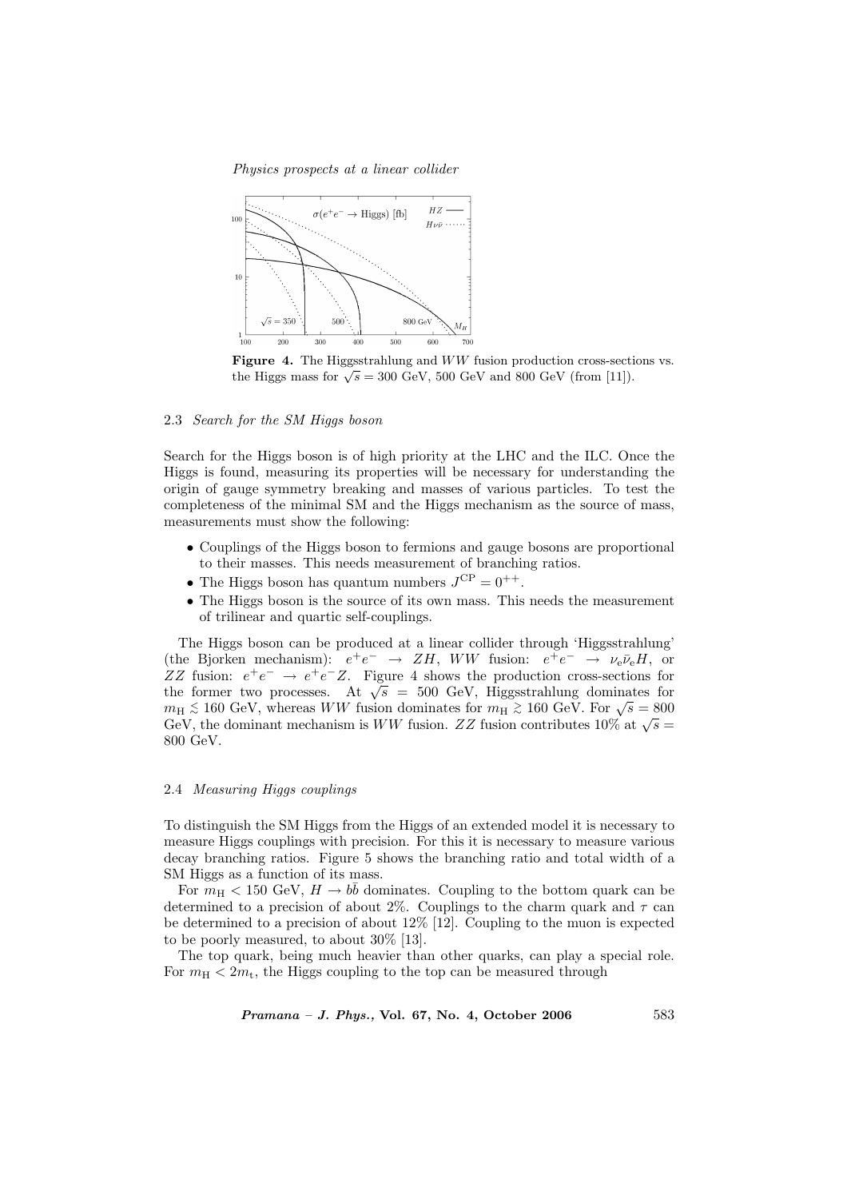**Figure 4.** The Higgsstrahlung and $WW$ fusion production cross-sections vs. the Higgs mass for $\sqrt{s} = 300$ GeV, 500 GeV and 800 GeV (from [11]).

### 2.3 *Search for the SM Higgs boson*

Search for the Higgs boson is of high priority at the LHC and the ILC. Once the Higgs is found, measuring its properties will be necessary for understanding the origin of gauge symmetry breaking and masses of various particles. To test the completeness of the minimal SM and the Higgs mechanism as the source of mass, measurements must show the following:

- Couplings of the Higgs boson to fermions and gauge bosons are proportional to their masses. This needs measurement of branching ratios.
- The Higgs boson has quantum numbers $J^{\mathrm{CP}} = 0^{++}$.
- The Higgs boson is the source of its own mass. This needs the measurement of trilinear and quartic self-couplings.

The Higgs boson can be produced at a linear collider through 'Higgsstrahlung' (the Bjorken mechanism): $e^+e^- \to ZH$, $WW$ fusion: $e^+e^- \to \nu_e\bar{\nu}_e H$, or $ZZ$ fusion: $e^+e^- \to e^+e^- Z$. Figure 4 shows the production cross-sections for the former two processes. At $\sqrt{s} = 500$ GeV, Higgsstrahlung dominates for $m_{\mathrm{H}} \lesssim 160$ GeV, whereas $WW$ fusion dominates for $m_{\mathrm{H}} \gtrsim 160$ GeV. For $\sqrt{s} = 800$ GeV, the dominant mechanism is $WW$ fusion. $ZZ$ fusion contributes 10% at $\sqrt{s} =$ 800 GeV.

### 2.4 *Measuring Higgs couplings*

To distinguish the SM Higgs from the Higgs of an extended model it is necessary to measure Higgs couplings with precision. For this it is necessary to measure various decay branching ratios. Figure 5 shows the branching ratio and total width of a SM Higgs as a function of its mass.

For $m_{\mathrm{H}} < 150$ GeV, $H \to b\bar{b}$ dominates. Coupling to the bottom quark can be determined to a precision of about 2%. Couplings to the charm quark and $\tau$ can be determined to a precision of about 12% [12]. Coupling to the muon is expected to be poorly measured, to about 30% [13].

The top quark, being much heavier than other quarks, can play a special role. For $m_{\mathrm{H}} < 2m_{\mathrm{t}}$, the Higgs coupling to the top can be measured through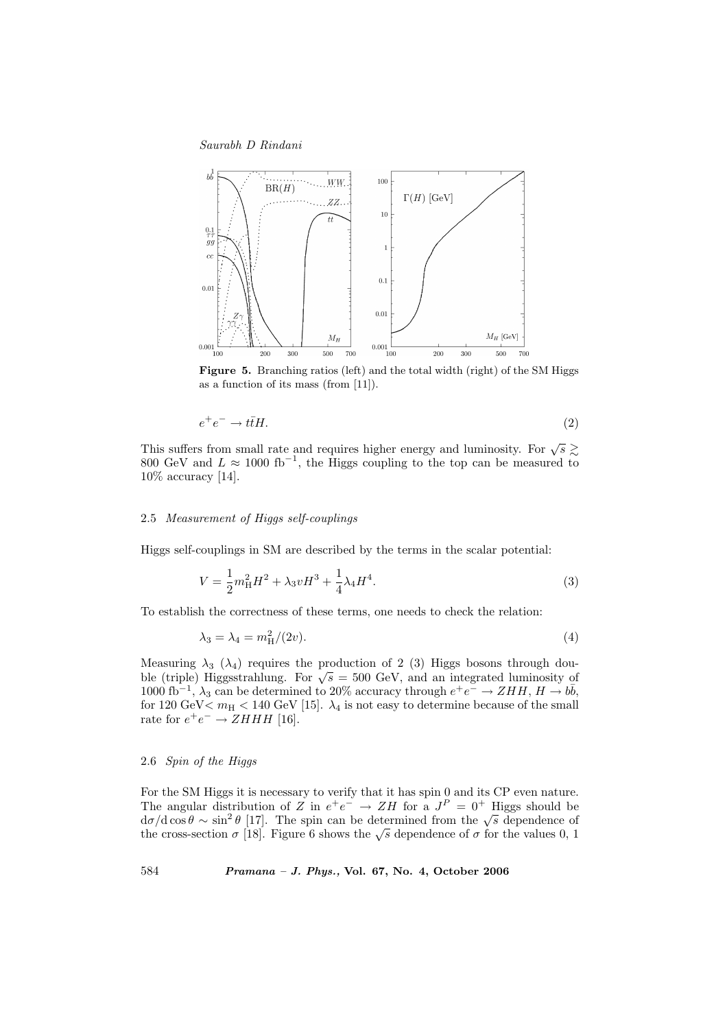**Figure 5.** Branching ratios (left) and the total width (right) of the SM Higgs as a function of its mass (from [11]).

$$e^+e^- \to t\bar{t}H. \tag{2}$$

This suffers from small rate and requires higher energy and luminosity. For $\sqrt{s} \gtrsim$ 800 GeV and $L \approx 1000$ fb$^{-1}$, the Higgs coupling to the top can be measured to 10% accuracy [14].

### 2.5 *Measurement of Higgs self-couplings*

Higgs self-couplings in SM are described by the terms in the scalar potential:

$$V = \frac{1}{2}m_{\mathrm{H}}^2 H^2 + \lambda_3 v H^3 + \frac{1}{4}\lambda_4 H^4. \tag{3}$$

To establish the correctness of these terms, one needs to check the relation:

$$\lambda_3 = \lambda_4 = m_{\mathrm{H}}^2/(2v). \tag{4}$$

Measuring $\lambda_3$ ($\lambda_4$) requires the production of 2 (3) Higgs bosons through double (triple) Higgsstrahlung. For $\sqrt{s} = 500$ GeV, and an integrated luminosity of 1000 fb$^{-1}$, $\lambda_3$ can be determined to 20% accuracy through $e^+e^- \to ZHH$, $H \to b\bar{b}$, for 120 GeV$< m_{\mathrm{H}} <$ 140 GeV [15]. $\lambda_4$ is not easy to determine because of the small rate for $e^+e^- \to ZHHH$ [16].

### 2.6 *Spin of the Higgs*

For the SM Higgs it is necessary to verify that it has spin 0 and its CP even nature. The angular distribution of $Z$ in $e^+e^- \to ZH$ for a $J^P = 0^+$ Higgs should be $\mathrm{d}\sigma/\mathrm{d}\cos\theta \sim \sin^2\theta$ [17]. The spin can be determined from the $\sqrt{s}$ dependence of the cross-section $\sigma$ [18]. Figure 6 shows the $\sqrt{s}$ dependence of $\sigma$ for the values 0, 1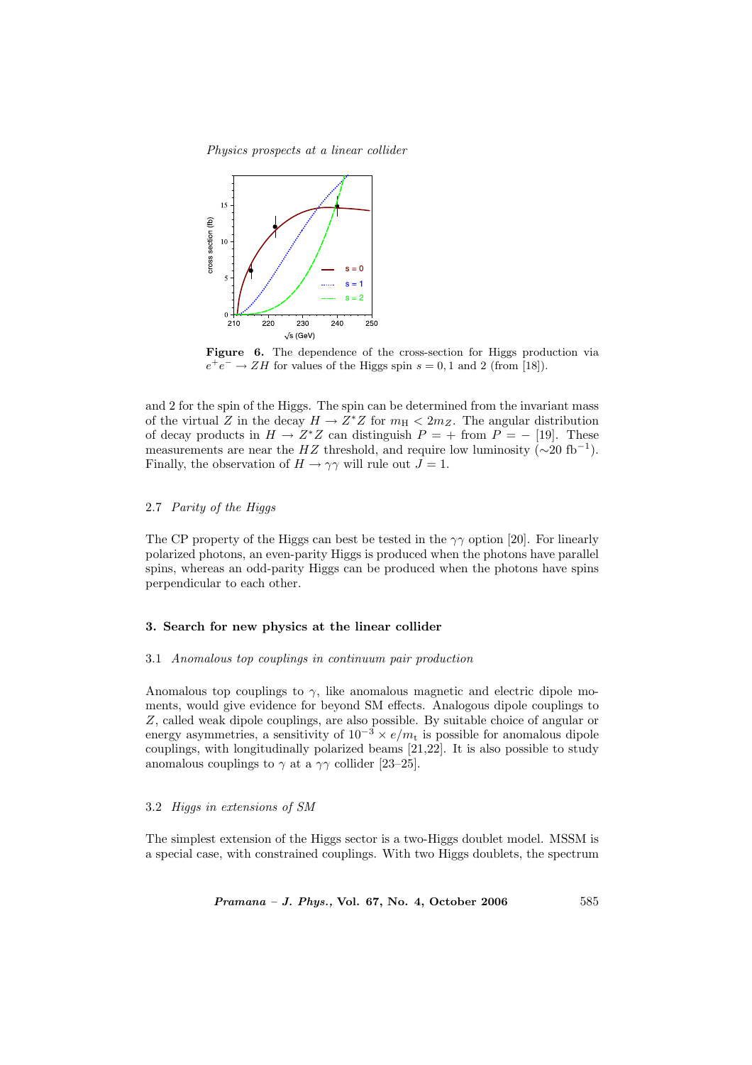**Figure 6.** The dependence of the cross-section for Higgs production via $e^+e^- \to ZH$ for values of the Higgs spin $s = 0, 1$ and 2 (from [18]).

and 2 for the spin of the Higgs. The spin can be determined from the invariant mass of the virtual $Z$ in the decay $H \to Z^*Z$ for $m_H < 2m_Z$. The angular distribution of decay products in $H \to Z^*Z$ can distinguish $P = +$ from $P = -$ [19]. These measurements are near the $HZ$ threshold, and require low luminosity ($\sim$20 fb$^{-1}$). Finally, the observation of $H \to \gamma\gamma$ will rule out $J = 1$.

### 2.7 *Parity of the Higgs*

The CP property of the Higgs can best be tested in the $\gamma\gamma$ option [20]. For linearly polarized photons, an even-parity Higgs is produced when the photons have parallel spins, whereas an odd-parity Higgs can be produced when the photons have spins perpendicular to each other.

## 3. Search for new physics at the linear collider

### 3.1 *Anomalous top couplings in continuum pair production*

Anomalous top couplings to $\gamma$, like anomalous magnetic and electric dipole moments, would give evidence for beyond SM effects. Analogous dipole couplings to $Z$, called weak dipole couplings, are also possible. By suitable choice of angular or energy asymmetries, a sensitivity of $10^{-3} \times e/m_t$ is possible for anomalous dipole couplings, with longitudinally polarized beams [21,22]. It is also possible to study anomalous couplings to $\gamma$ at a $\gamma\gamma$ collider [23–25].

### 3.2 *Higgs in extensions of SM*

The simplest extension of the Higgs sector is a two-Higgs doublet model. MSSM is a special case, with constrained couplings. With two Higgs doublets, the spectrum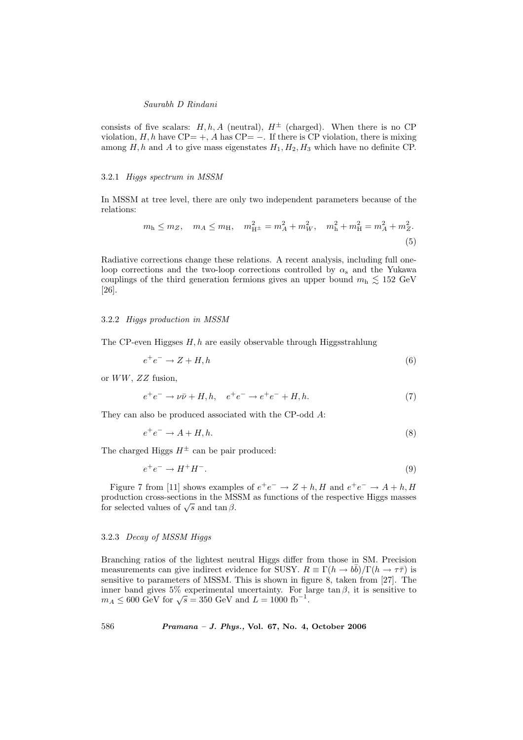consists of five scalars: $H, h, A$ (neutral), $H^{\pm}$ (charged). When there is no CP violation, $H, h$ have CP$= +$, $A$ has CP$= -$. If there is CP violation, there is mixing among $H, h$ and $A$ to give mass eigenstates $H_1, H_2, H_3$ which have no definite CP.

### 3.2.1 *Higgs spectrum in MSSM*

In MSSM at tree level, there are only two independent parameters because of the relations:

$$m_{\rm h} \leq m_Z, \quad m_A \leq m_{\rm H}, \quad m_{\rm H^{\pm}}^2 = m_A^2 + m_W^2, \quad m_{\rm h}^2 + m_{\rm H}^2 = m_A^2 + m_Z^2. \tag{5}$$

Radiative corrections change these relations. A recent analysis, including full one-loop corrections and the two-loop corrections controlled by $\alpha_{\rm s}$ and the Yukawa couplings of the third generation fermions gives an upper bound $m_{\rm h} \lesssim 152$ GeV [26].

### 3.2.2 *Higgs production in MSSM*

The CP-even Higgses $H, h$ are easily observable through Higgsstrahlung

$$e^+e^- \to Z + H, h \tag{6}$$

or $WW$, $ZZ$ fusion,

$$e^+e^- \to \nu\bar{\nu} + H, h, \quad e^+e^- \to e^+e^- + H, h. \tag{7}$$

They can also be produced associated with the CP-odd $A$:

$$e^+e^- \to A + H, h. \tag{8}$$

The charged Higgs $H^{\pm}$ can be pair produced:

$$e^+e^- \to H^+H^-. \tag{9}$$

Figure 7 from [11] shows examples of $e^+e^- \to Z + h, H$ and $e^+e^- \to A + h, H$ production cross-sections in the MSSM as functions of the respective Higgs masses for selected values of $\sqrt{s}$ and $\tan\beta$.

### 3.2.3 *Decay of MSSM Higgs*

Branching ratios of the lightest neutral Higgs differ from those in SM. Precision measurements can give indirect evidence for SUSY. $R \equiv \Gamma(h \to b\bar{b})/\Gamma(h \to \tau\bar{\tau})$ is sensitive to parameters of MSSM. This is shown in figure 8, taken from [27]. The inner band gives 5% experimental uncertainty. For large $\tan\beta$, it is sensitive to $m_A \leq 600$ GeV for $\sqrt{s} = 350$ GeV and $L = 1000$ fb$^{-1}$.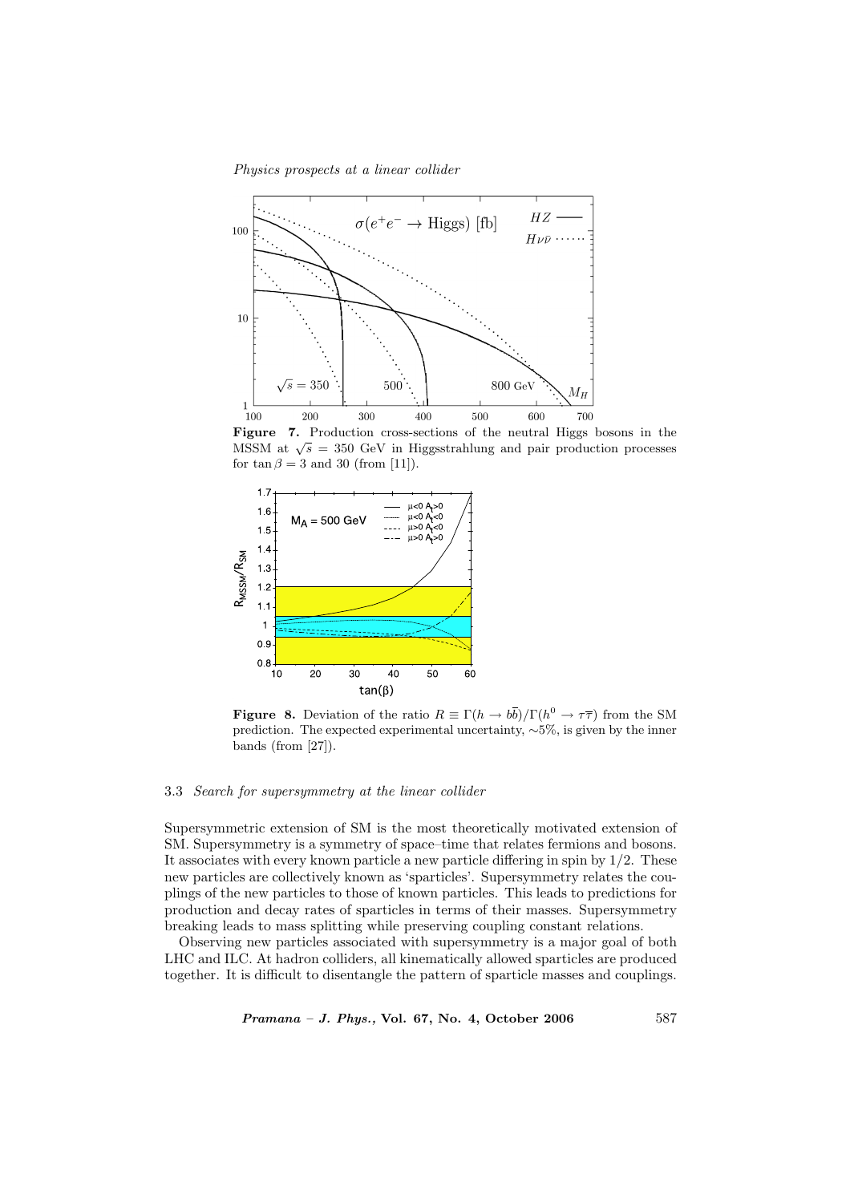**Figure 7.** Production cross-sections of the neutral Higgs bosons in the MSSM at $\sqrt{s}$ = 350 GeV in Higgsstrahlung and pair production processes for $\tan\beta = 3$ and 30 (from [11]).

**Figure 8.** Deviation of the ratio $R \equiv \Gamma(h \to b\bar{b})/\Gamma(h^0 \to \tau\bar{\tau})$ from the SM prediction. The expected experimental uncertainty, ∼5%, is given by the inner bands (from [27]).

### 3.3 *Search for supersymmetry at the linear collider*

Supersymmetric extension of SM is the most theoretically motivated extension of SM. Supersymmetry is a symmetry of space–time that relates fermions and bosons. It associates with every known particle a new particle differing in spin by 1/2. These new particles are collectively known as 'sparticles'. Supersymmetry relates the couplings of the new particles to those of known particles. This leads to predictions for production and decay rates of sparticles in terms of their masses. Supersymmetry breaking leads to mass splitting while preserving coupling constant relations.

Observing new particles associated with supersymmetry is a major goal of both LHC and ILC. At hadron colliders, all kinematically allowed sparticles are produced together. It is difficult to disentangle the pattern of sparticle masses and couplings.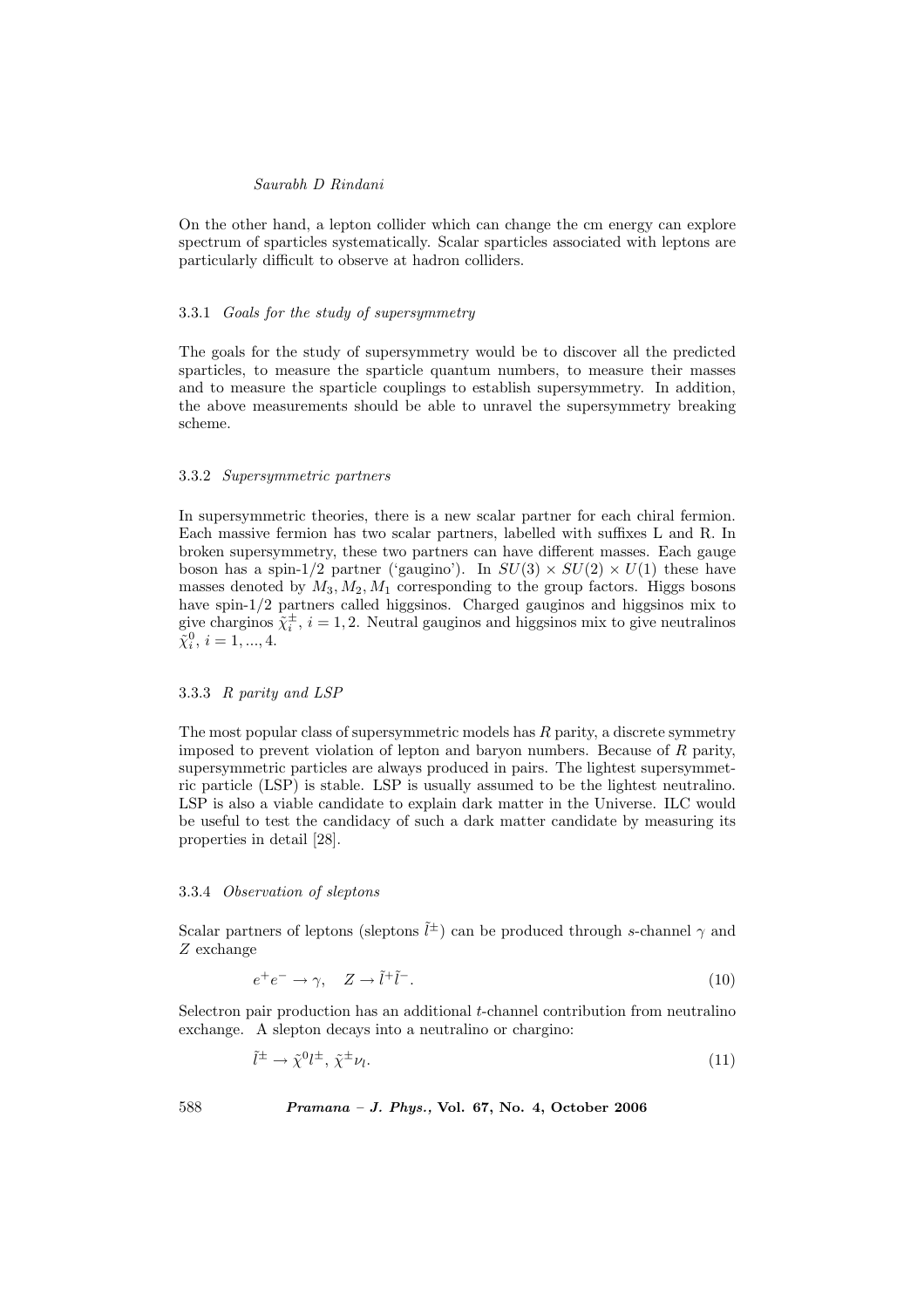On the other hand, a lepton collider which can change the cm energy can explore spectrum of sparticles systematically. Scalar sparticles associated with leptons are particularly difficult to observe at hadron colliders.

### 3.3.1 *Goals for the study of supersymmetry*

The goals for the study of supersymmetry would be to discover all the predicted sparticles, to measure the sparticle quantum numbers, to measure their masses and to measure the sparticle couplings to establish supersymmetry. In addition, the above measurements should be able to unravel the supersymmetry breaking scheme.

### 3.3.2 *Supersymmetric partners*

In supersymmetric theories, there is a new scalar partner for each chiral fermion. Each massive fermion has two scalar partners, labelled with suffixes L and R. In broken supersymmetry, these two partners can have different masses. Each gauge boson has a spin-1/2 partner ('gaugino'). In $SU(3) \times SU(2) \times U(1)$ these have masses denoted by $M_3, M_2, M_1$ corresponding to the group factors. Higgs bosons have spin-1/2 partners called higgsinos. Charged gauginos and higgsinos mix to give charginos $\tilde{\chi}_i^{\pm}$, $i = 1, 2$. Neutral gauginos and higgsinos mix to give neutralinos $\tilde{\chi}_i^0$, $i = 1, ..., 4$.

### 3.3.3 *R parity and LSP*

The most popular class of supersymmetric models has $R$ parity, a discrete symmetry imposed to prevent violation of lepton and baryon numbers. Because of $R$ parity, supersymmetric particles are always produced in pairs. The lightest supersymmetric particle (LSP) is stable. LSP is usually assumed to be the lightest neutralino. LSP is also a viable candidate to explain dark matter in the Universe. ILC would be useful to test the candidacy of such a dark matter candidate by measuring its properties in detail [28].

### 3.3.4 *Observation of sleptons*

Scalar partners of leptons (sleptons $\tilde{l}^{\pm}$) can be produced through $s$-channel $\gamma$ and $Z$ exchange

$$e^+e^- \to \gamma, \quad Z \to \tilde{l}^+\tilde{l}^-. \tag{10}$$

Selectron pair production has an additional $t$-channel contribution from neutralino exchange. A slepton decays into a neutralino or chargino:

$$\tilde{l}^{\pm} \to \tilde{\chi}^0 l^{\pm}, \, \tilde{\chi}^{\pm}\nu_l. \tag{11}$$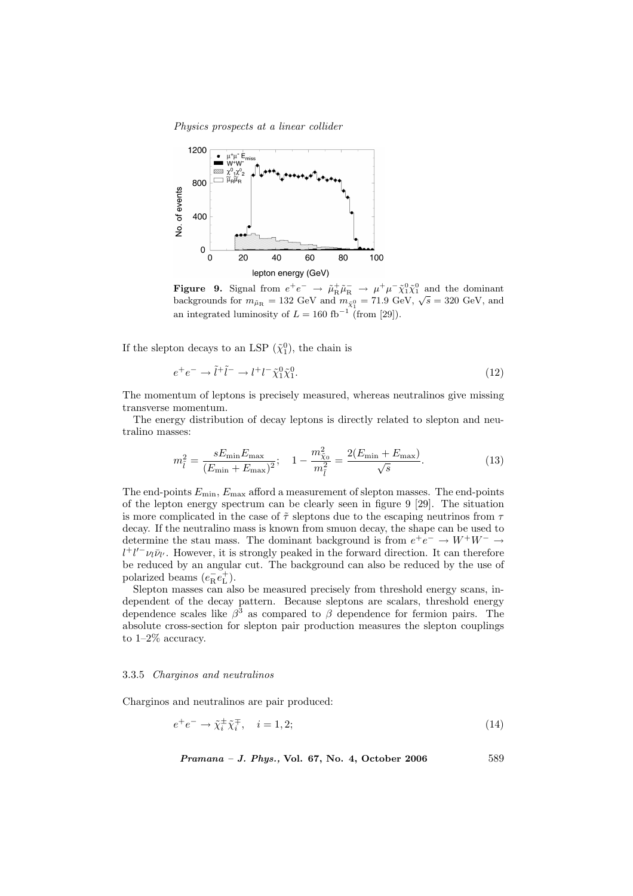**Figure 9.** Signal from $e^+e^- \to \tilde{\mu}^+_{\rm R}\tilde{\mu}^-_{\rm R} \to \mu^+\mu^-\tilde{\chi}^0_1\tilde{\chi}^0_1$ and the dominant backgrounds for $m_{\tilde{\mu}_{\rm R}} = 132$ GeV and $m_{\tilde{\chi}^0_1} = 71.9$ GeV, $\sqrt{s} = 320$ GeV, and an integrated luminosity of $L = 160$ fb$^{-1}$ (from [29]).

If the slepton decays to an LSP ($\tilde{\chi}^0_1$), the chain is

$$e^+e^- \to \tilde{l}^+\tilde{l}^- \to l^+l^-\tilde{\chi}^0_1\tilde{\chi}^0_1. \tag{12}$$

The momentum of leptons is precisely measured, whereas neutralinos give missing transverse momentum.

The energy distribution of decay leptons is directly related to slepton and neutralino masses:

$$m^2_{\tilde{l}} = \frac{sE_{\min}E_{\max}}{(E_{\min}+E_{\max})^2}; \quad 1 - \frac{m^2_{\tilde{\chi}_0}}{m^2_{\tilde{l}}} = \frac{2(E_{\min}+E_{\max})}{\sqrt{s}}. \tag{13}$$

The end-points $E_{\min}$, $E_{\max}$ afford a measurement of slepton masses. The end-points of the lepton energy spectrum can be clearly seen in figure 9 [29]. The situation is more complicated in the case of $\tilde{\tau}$ sleptons due to the escaping neutrinos from $\tau$ decay. If the neutralino mass is known from smuon decay, the shape can be used to determine the stau mass. The dominant background is from $e^+e^- \to W^+W^- \to l^+l'^-\nu_l\bar{\nu}_{l'}$. However, it is strongly peaked in the forward direction. It can therefore be reduced by an angular cut. The background can also be reduced by the use of polarized beams ($e^-_{\rm R}e^+_{\rm L}$).

Slepton masses can also be measured precisely from threshold energy scans, independent of the decay pattern. Because sleptons are scalars, threshold energy dependence scales like $\beta^3$ as compared to $\beta$ dependence for fermion pairs. The absolute cross-section for slepton pair production measures the slepton couplings to 1–2% accuracy.

#### 3.3.5 *Charginos and neutralinos*

Charginos and neutralinos are pair produced:

$$e^+e^- \to \tilde{\chi}^\pm_i\tilde{\chi}^\mp_i, \quad i = 1, 2; \tag{14}$$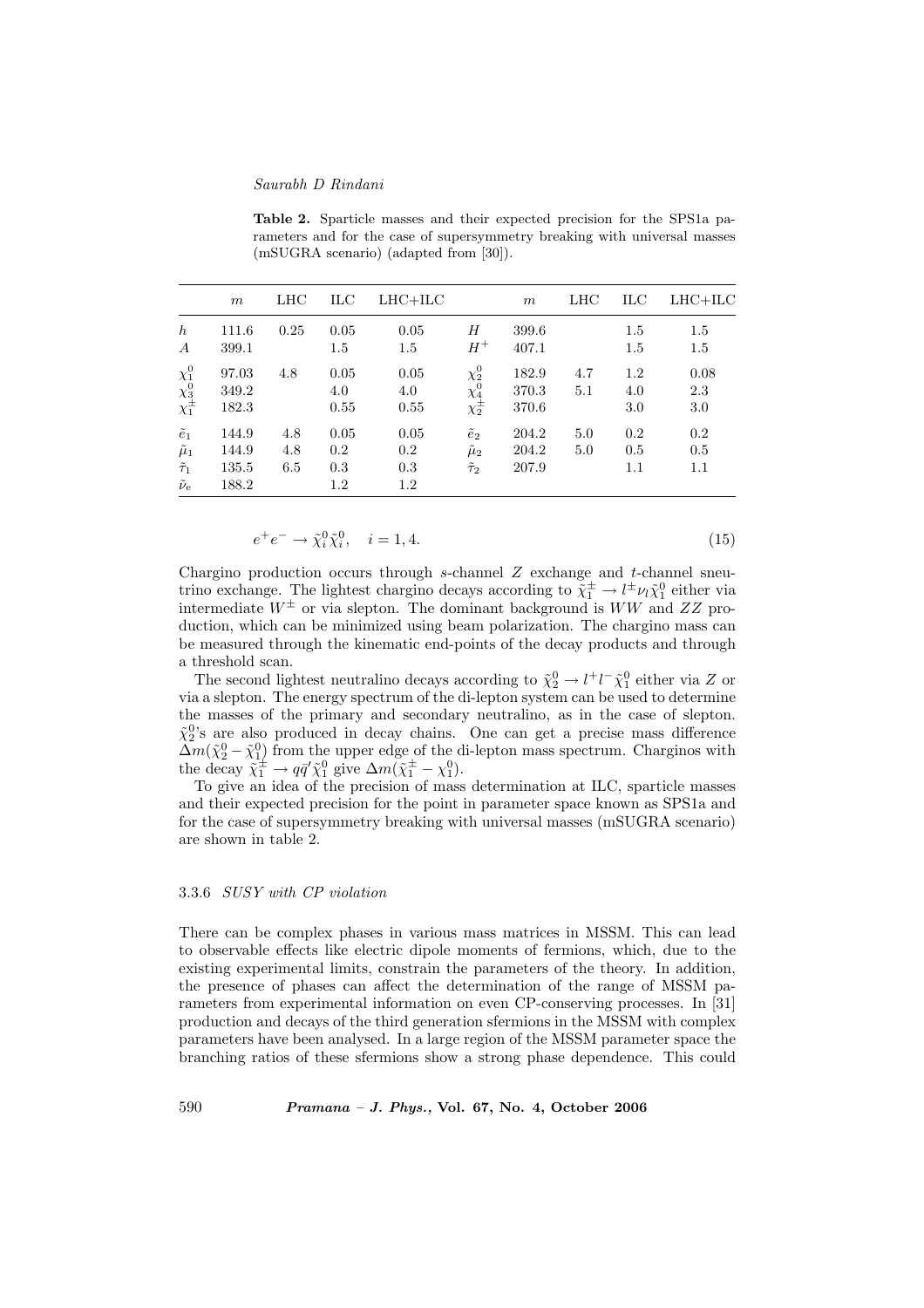**Table 2.** Sparticle masses and their expected precision for the SPS1a parameters and for the case of supersymmetry breaking with universal masses (mSUGRA scenario) (adapted from [30]).

| | $m$ | LHC | ILC | LHC+ILC | | $m$ | LHC | ILC | LHC+ILC |
|---|---|---|---|---|---|---|---|---|---|
| $h$ | 111.6 | 0.25 | 0.05 | 0.05 | $H$ | 399.6 | | 1.5 | 1.5 |
| $A$ | 399.1 | | 1.5 | 1.5 | $H^+$ | 407.1 | | 1.5 | 1.5 |
| $\chi_1^0$ | 97.03 | 4.8 | 0.05 | 0.05 | $\chi_2^0$ | 182.9 | 4.7 | 1.2 | 0.08 |
| $\chi_3^0$ | 349.2 | | 4.0 | 4.0 | $\chi_4^0$ | 370.3 | 5.1 | 4.0 | 2.3 |
| $\chi_1^\pm$ | 182.3 | | 0.55 | 0.55 | $\chi_2^\pm$ | 370.6 | | 3.0 | 3.0 |
| $\tilde{e}_1$ | 144.9 | 4.8 | 0.05 | 0.05 | $\tilde{e}_2$ | 204.2 | 5.0 | 0.2 | 0.2 |
| $\tilde{\mu}_1$ | 144.9 | 4.8 | 0.2 | 0.2 | $\tilde{\mu}_2$ | 204.2 | 5.0 | 0.5 | 0.5 |
| $\tilde{\tau}_1$ | 135.5 | 6.5 | 0.3 | 0.3 | $\tilde{\tau}_2$ | 207.9 | | 1.1 | 1.1 |
| $\tilde{\nu}_e$ | 188.2 | | 1.2 | 1.2 | | | | | |

$$e^+e^- \to \tilde{\chi}_i^0 \tilde{\chi}_i^0, \quad i = 1, 4. \tag{15}$$

Chargino production occurs through $s$-channel $Z$ exchange and $t$-channel sneutrino exchange. The lightest chargino decays according to $\tilde{\chi}_1^\pm \to l^\pm \nu_l \tilde{\chi}_1^0$ either via intermediate $W^\pm$ or via slepton. The dominant background is $WW$ and $ZZ$ production, which can be minimized using beam polarization. The chargino mass can be measured through the kinematic end-points of the decay products and through a threshold scan.

The second lightest neutralino decays according to $\tilde{\chi}_2^0 \to l^+ l^- \tilde{\chi}_1^0$ either via $Z$ or via a slepton. The energy spectrum of the di-lepton system can be used to determine the masses of the primary and secondary neutralino, as in the case of slepton. $\tilde{\chi}_2^0$'s are also produced in decay chains. One can get a precise mass difference $\Delta m(\tilde{\chi}_2^0 - \tilde{\chi}_1^0)$ from the upper edge of the di-lepton mass spectrum. Charginos with the decay $\tilde{\chi}_1^\pm \to q\bar{q}' \tilde{\chi}_1^0$ give $\Delta m(\tilde{\chi}_1^\pm - \chi_1^0)$.

To give an idea of the precision of mass determination at ILC, sparticle masses and their expected precision for the point in parameter space known as SPS1a and for the case of supersymmetry breaking with universal masses (mSUGRA scenario) are shown in table 2.

### 3.3.6 *SUSY with CP violation*

There can be complex phases in various mass matrices in MSSM. This can lead to observable effects like electric dipole moments of fermions, which, due to the existing experimental limits, constrain the parameters of the theory. In addition, the presence of phases can affect the determination of the range of MSSM parameters from experimental information on even CP-conserving processes. In [31] production and decays of the third generation sfermions in the MSSM with complex parameters have been analysed. In a large region of the MSSM parameter space the branching ratios of these sfermions show a strong phase dependence. This could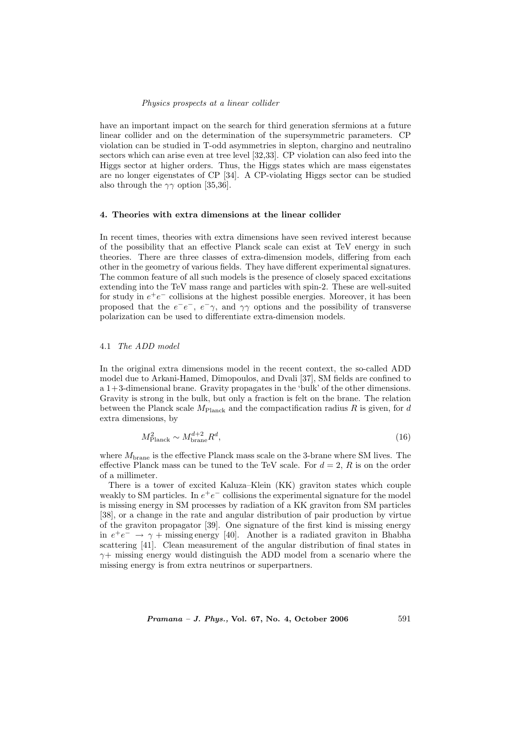have an important impact on the search for third generation sfermions at a future linear collider and on the determination of the supersymmetric parameters. CP violation can be studied in T-odd asymmetries in slepton, chargino and neutralino sectors which can arise even at tree level [32,33]. CP violation can also feed into the Higgs sector at higher orders. Thus, the Higgs states which are mass eigenstates are no longer eigenstates of CP [34]. A CP-violating Higgs sector can be studied also through the $\gamma\gamma$ option [35,36].

## 4. Theories with extra dimensions at the linear collider

In recent times, theories with extra dimensions have seen revived interest because of the possibility that an effective Planck scale can exist at TeV energy in such theories. There are three classes of extra-dimension models, differing from each other in the geometry of various fields. They have different experimental signatures. The common feature of all such models is the presence of closely spaced excitations extending into the TeV mass range and particles with spin-2. These are well-suited for study in $e^+e^-$ collisions at the highest possible energies. Moreover, it has been proposed that the $e^-e^-$, $e^-\gamma$, and $\gamma\gamma$ options and the possibility of transverse polarization can be used to differentiate extra-dimension models.

### 4.1 *The ADD model*

In the original extra dimensions model in the recent context, the so-called ADD model due to Arkani-Hamed, Dimopoulos, and Dvali [37], SM fields are confined to a 1+3-dimensional brane. Gravity propagates in the 'bulk' of the other dimensions. Gravity is strong in the bulk, but only a fraction is felt on the brane. The relation between the Planck scale $M_{\text{Planck}}$ and the compactification radius $R$ is given, for $d$ extra dimensions, by

$$M_{\text{Planck}}^2 \sim M_{\text{brane}}^{d+2} R^d, \tag{16}$$

where $M_{\text{brane}}$ is the effective Planck mass scale on the 3-brane where SM lives. The effective Planck mass can be tuned to the TeV scale. For $d = 2$, $R$ is on the order of a millimeter.

There is a tower of excited Kaluza–Klein (KK) graviton states which couple weakly to SM particles. In $e^+e^-$ collisions the experimental signature for the model is missing energy in SM processes by radiation of a KK graviton from SM particles [38], or a change in the rate and angular distribution of pair production by virtue of the graviton propagator [39]. One signature of the first kind is missing energy in $e^+e^- \to \gamma +$ missing energy [40]. Another is a radiated graviton in Bhabha scattering [41]. Clean measurement of the angular distribution of final states in $\gamma+$ missing energy would distinguish the ADD model from a scenario where the missing energy is from extra neutrinos or superpartners.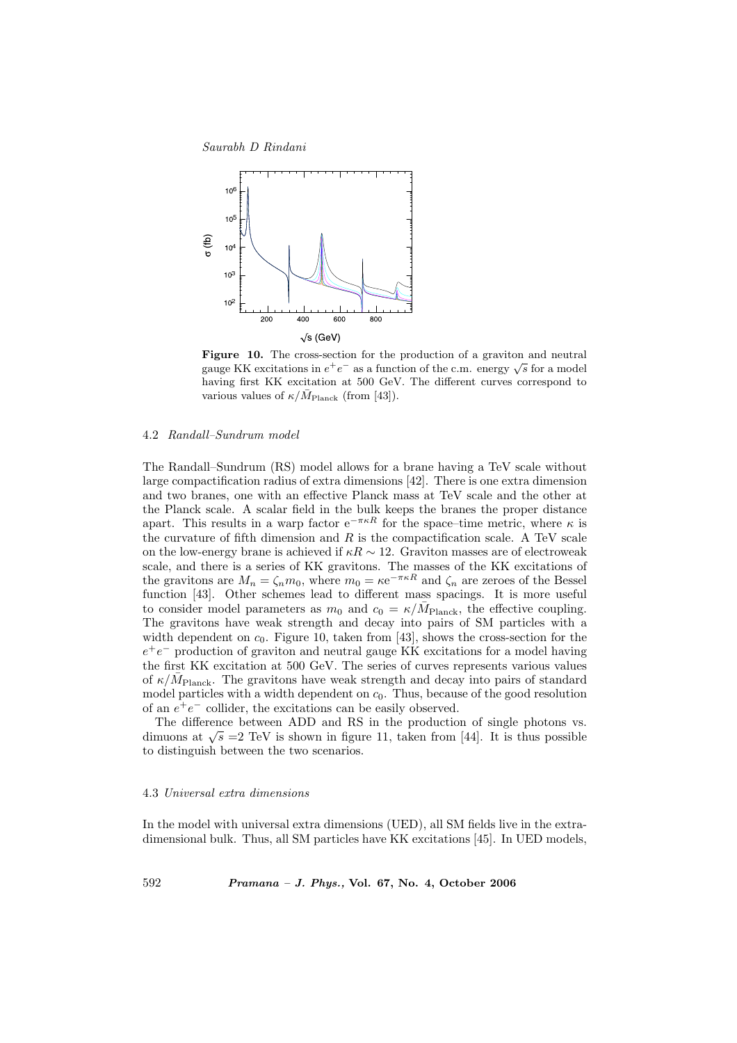**Figure 10.** The cross-section for the production of a graviton and neutral gauge KK excitations in $e^+e^-$ as a function of the c.m. energy $\sqrt{s}$ for a model having first KK excitation at 500 GeV. The different curves correspond to various values of $\kappa/\bar{M}_{\text{Planck}}$ (from [43]).

### 4.2 *Randall–Sundrum model*

The Randall–Sundrum (RS) model allows for a brane having a TeV scale without large compactification radius of extra dimensions [42]. There is one extra dimension and two branes, one with an effective Planck mass at TeV scale and the other at the Planck scale. A scalar field in the bulk keeps the branes the proper distance apart. This results in a warp factor $\mathrm{e}^{-\pi\kappa R}$ for the space–time metric, where $\kappa$ is the curvature of fifth dimension and $R$ is the compactification scale. A TeV scale on the low-energy brane is achieved if $\kappa R \sim 12$. Graviton masses are of electroweak scale, and there is a series of KK gravitons. The masses of the KK excitations of the gravitons are $M_n = \zeta_n m_0$, where $m_0 = \kappa \mathrm{e}^{-\pi\kappa R}$ and $\zeta_n$ are zeroes of the Bessel function [43]. Other schemes lead to different mass spacings. It is more useful to consider model parameters as $m_0$ and $c_0 = \kappa/\bar{M}_{\text{Planck}}$, the effective coupling. The gravitons have weak strength and decay into pairs of SM particles with a width dependent on $c_0$. Figure 10, taken from [43], shows the cross-section for the $e^+e^-$ production of graviton and neutral gauge KK excitations for a model having the first KK excitation at 500 GeV. The series of curves represents various values of $\kappa/\bar{M}_{\text{Planck}}$. The gravitons have weak strength and decay into pairs of standard model particles with a width dependent on $c_0$. Thus, because of the good resolution of an $e^+e^-$ collider, the excitations can be easily observed.

The difference between ADD and RS in the production of single photons vs. dimuons at $\sqrt{s}$ =2 TeV is shown in figure 11, taken from [44]. It is thus possible to distinguish between the two scenarios.

### 4.3 *Universal extra dimensions*

In the model with universal extra dimensions (UED), all SM fields live in the extra-dimensional bulk. Thus, all SM particles have KK excitations [45]. In UED models,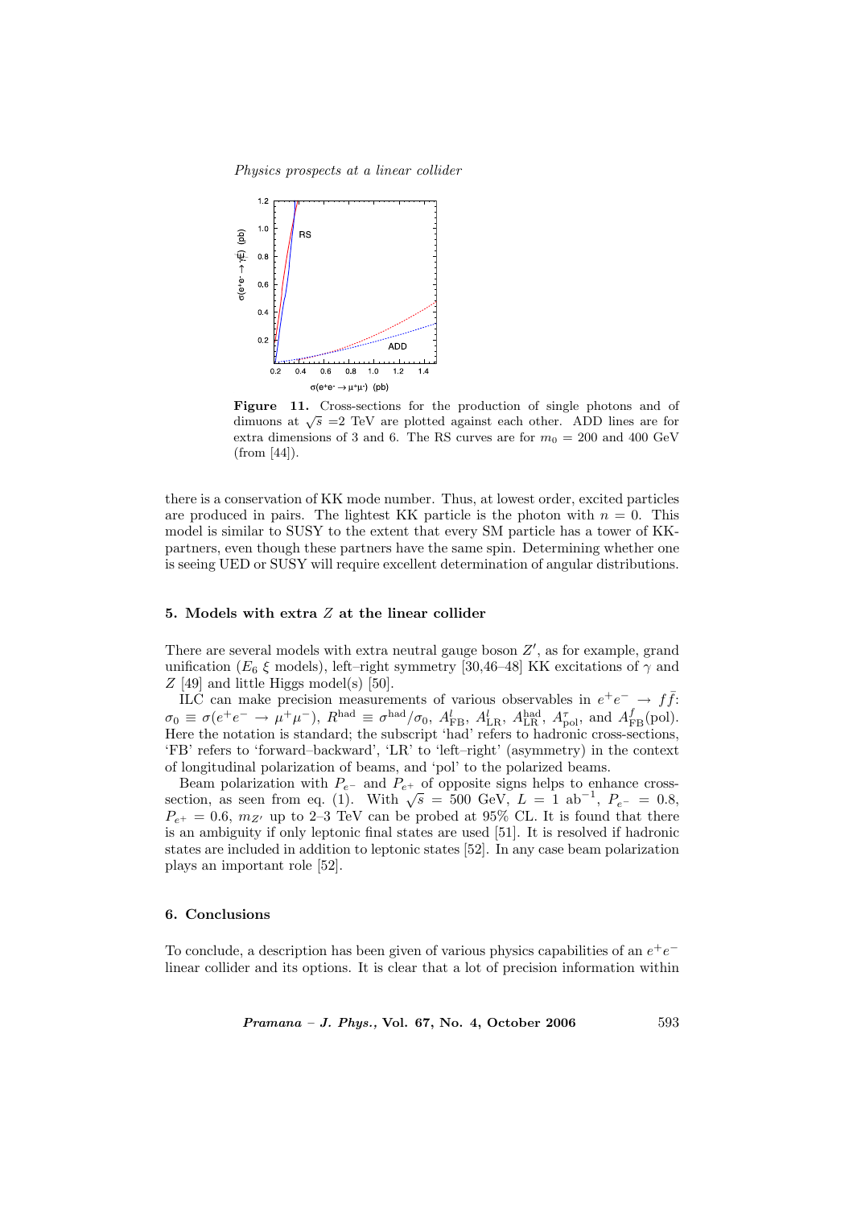Figure 11. Cross-sections for the production of single photons and of dimuons at $\sqrt{s}$ =2 TeV are plotted against each other. ADD lines are for extra dimensions of 3 and 6. The RS curves are for $m_0$ = 200 and 400 GeV (from [44]).

there is a conservation of KK mode number. Thus, at lowest order, excited particles are produced in pairs. The lightest KK particle is the photon with $n = 0$. This model is similar to SUSY to the extent that every SM particle has a tower of KK-partners, even though these partners have the same spin. Determining whether one is seeing UED or SUSY will require excellent determination of angular distributions.

## 5. Models with extra $Z$ at the linear collider

There are several models with extra neutral gauge boson $Z'$, as for example, grand unification ($E_6$ $\xi$ models), left–right symmetry [30,46–48] KK excitations of $\gamma$ and $Z$ [49] and little Higgs model(s) [50].

ILC can make precision measurements of various observables in $e^+e^- \to f\bar{f}$: $\sigma_0 \equiv \sigma(e^+e^- \to \mu^+\mu^-)$, $R^{\rm had} \equiv \sigma^{\rm had}/\sigma_0$, $A^l_{\rm FB}$, $A^l_{\rm LR}$, $A^{\rm had}_{\rm LR}$, $A^{\tau}_{\rm pol}$, and $A^f_{\rm FB}({\rm pol})$. Here the notation is standard; the subscript 'had' refers to hadronic cross-sections, 'FB' refers to 'forward–backward', 'LR' to 'left–right' (asymmetry) in the context of longitudinal polarization of beams, and 'pol' to the polarized beams.

Beam polarization with $P_{e^-}$ and $P_{e^+}$ of opposite signs helps to enhance cross-section, as seen from eq. (1). With $\sqrt{s}$ = 500 GeV, $L$ = 1 ab$^{-1}$, $P_{e^-}$ = 0.8, $P_{e^+}$ = 0.6, $m_{Z'}$ up to 2–3 TeV can be probed at 95% CL. It is found that there is an ambiguity if only leptonic final states are used [51]. It is resolved if hadronic states are included in addition to leptonic states [52]. In any case beam polarization plays an important role [52].

## 6. Conclusions

To conclude, a description has been given of various physics capabilities of an $e^+e^-$ linear collider and its options. It is clear that a lot of precision information within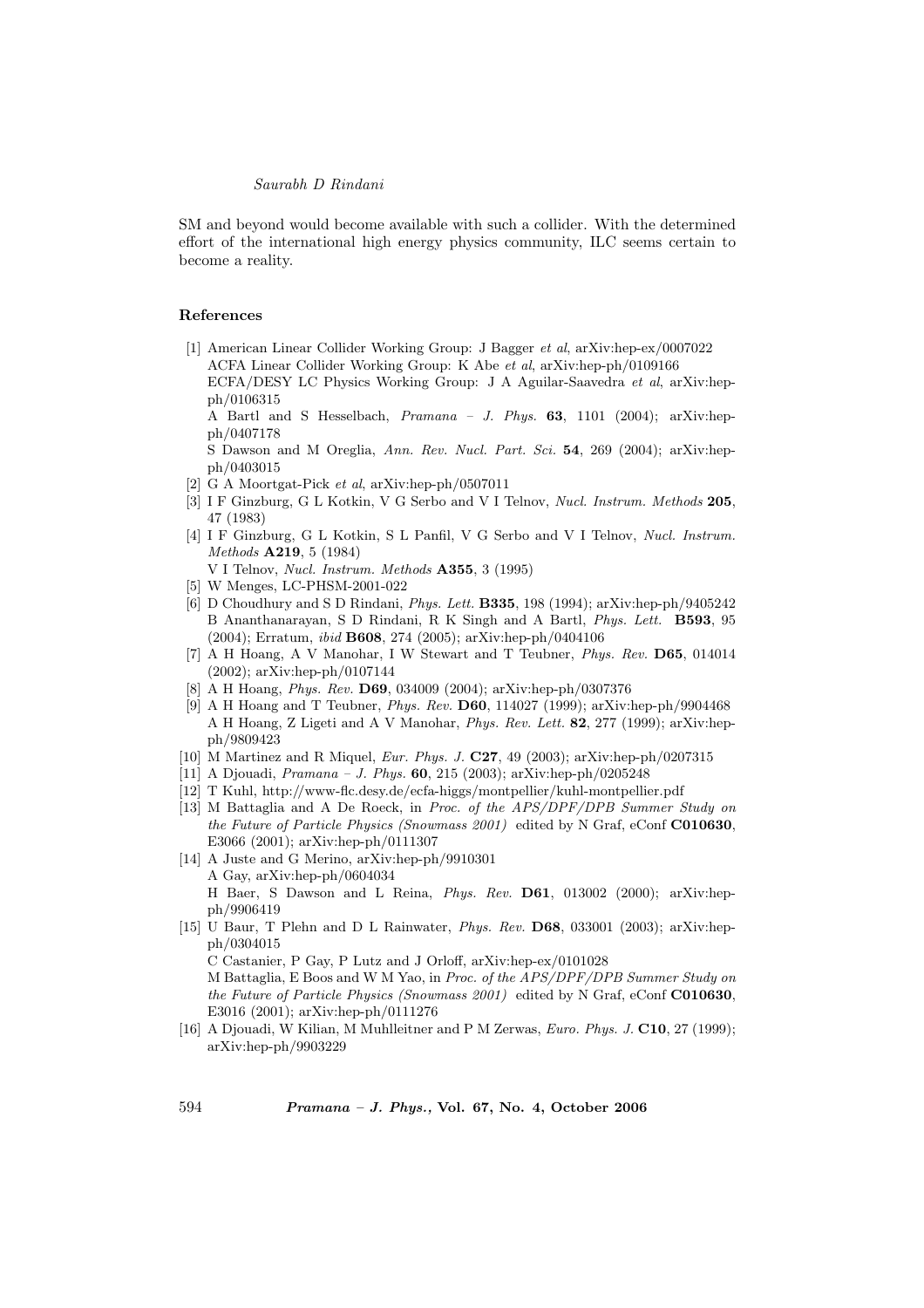SM and beyond would become available with such a collider. With the determined effort of the international high energy physics community, ILC seems certain to become a reality.

### References

[1] American Linear Collider Working Group: J Bagger *et al*, arXiv:hep-ex/0007022
ACFA Linear Collider Working Group: K Abe *et al*, arXiv:hep-ph/0109166
ECFA/DESY LC Physics Working Group: J A Aguilar-Saavedra *et al*, arXiv:hep-ph/0106315
A Bartl and S Hesselbach, *Pramana – J. Phys.* **63**, 1101 (2004); arXiv:hep-ph/0407178
S Dawson and M Oreglia, *Ann. Rev. Nucl. Part. Sci.* **54**, 269 (2004); arXiv:hep-ph/0403015

[2] G A Moortgat-Pick *et al*, arXiv:hep-ph/0507011

[3] I F Ginzburg, G L Kotkin, V G Serbo and V I Telnov, *Nucl. Instrum. Methods* **205**, 47 (1983)

[4] I F Ginzburg, G L Kotkin, S L Panfil, V G Serbo and V I Telnov, *Nucl. Instrum. Methods* **A219**, 5 (1984)
V I Telnov, *Nucl. Instrum. Methods* **A355**, 3 (1995)

[5] W Menges, LC-PHSM-2001-022

[6] D Choudhury and S D Rindani, *Phys. Lett.* **B335**, 198 (1994); arXiv:hep-ph/9405242
B Ananthanarayan, S D Rindani, R K Singh and A Bartl, *Phys. Lett.* **B593**, 95 (2004); Erratum, *ibid* **B608**, 274 (2005); arXiv:hep-ph/0404106

[7] A H Hoang, A V Manohar, I W Stewart and T Teubner, *Phys. Rev.* **D65**, 014014 (2002); arXiv:hep-ph/0107144

[8] A H Hoang, *Phys. Rev.* **D69**, 034009 (2004); arXiv:hep-ph/0307376

[9] A H Hoang and T Teubner, *Phys. Rev.* **D60**, 114027 (1999); arXiv:hep-ph/9904468
A H Hoang, Z Ligeti and A V Manohar, *Phys. Rev. Lett.* **82**, 277 (1999); arXiv:hep-ph/9809423

[10] M Martinez and R Miquel, *Eur. Phys. J.* **C27**, 49 (2003); arXiv:hep-ph/0207315

[11] A Djouadi, *Pramana – J. Phys.* **60**, 215 (2003); arXiv:hep-ph/0205248

[12] T Kuhl, http://www-flc.desy.de/ecfa-higgs/montpellier/kuhl-montpellier.pdf

[13] M Battaglia and A De Roeck, in *Proc. of the APS/DPF/DPB Summer Study on the Future of Particle Physics (Snowmass 2001)* edited by N Graf, eConf **C010630**, E3066 (2001); arXiv:hep-ph/0111307

[14] A Juste and G Merino, arXiv:hep-ph/9910301
A Gay, arXiv:hep-ph/0604034
H Baer, S Dawson and L Reina, *Phys. Rev.* **D61**, 013002 (2000); arXiv:hep-ph/9906419

[15] U Baur, T Plehn and D L Rainwater, *Phys. Rev.* **D68**, 033001 (2003); arXiv:hep-ph/0304015
C Castanier, P Gay, P Lutz and J Orloff, arXiv:hep-ex/0101028
M Battaglia, E Boos and W M Yao, in *Proc. of the APS/DPF/DPB Summer Study on the Future of Particle Physics (Snowmass 2001)* edited by N Graf, eConf **C010630**, E3016 (2001); arXiv:hep-ph/0111276

[16] A Djouadi, W Kilian, M Muhlleitner and P M Zerwas, *Euro. Phys. J.* **C10**, 27 (1999); arXiv:hep-ph/9903229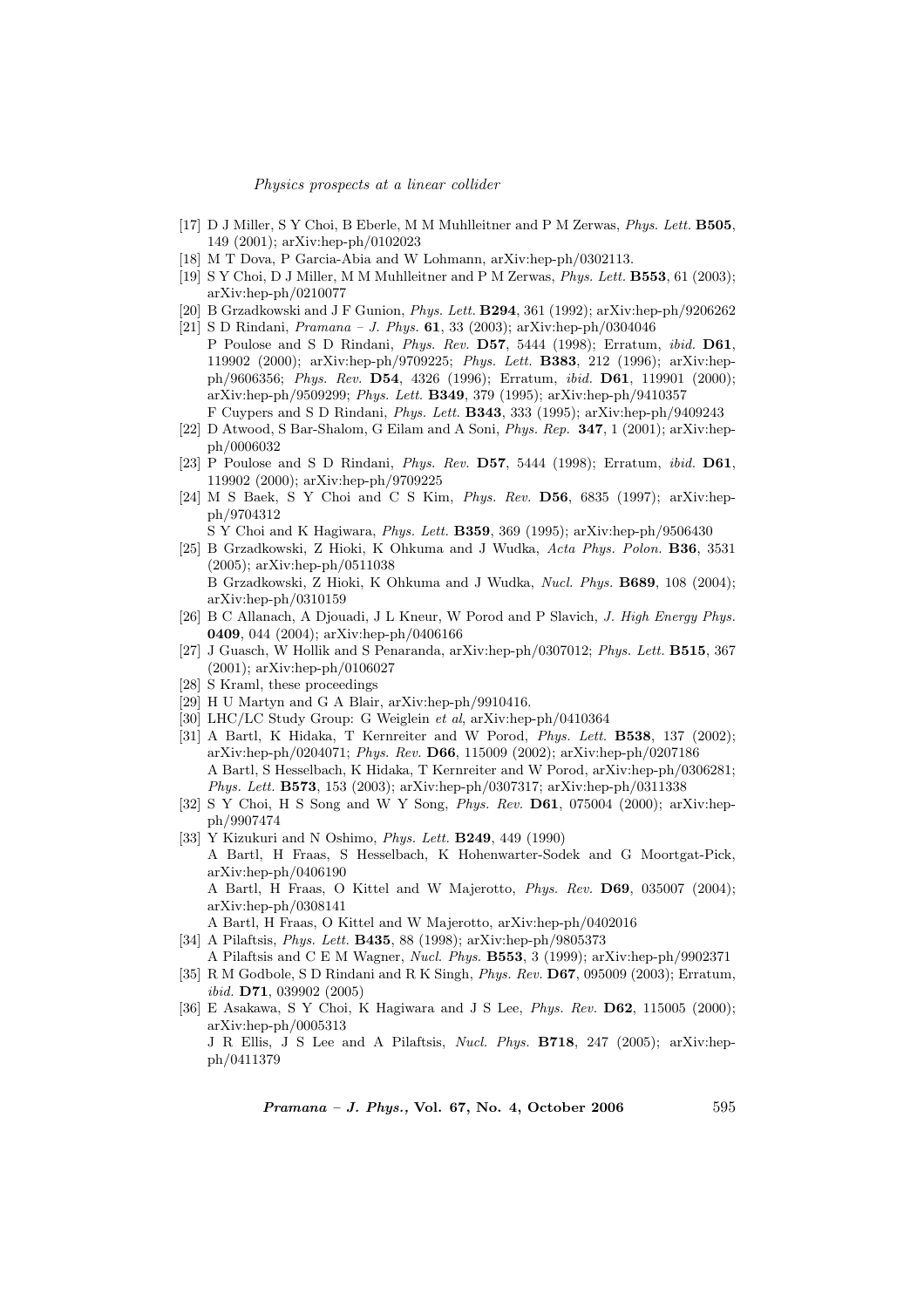[17] D J Miller, S Y Choi, B Eberle, M M Muhlleitner and P M Zerwas, *Phys. Lett.* **B505**, 149 (2001); arXiv:hep-ph/0102023

[18] M T Dova, P Garcia-Abia and W Lohmann, arXiv:hep-ph/0302113.

[19] S Y Choi, D J Miller, M M Muhlleitner and P M Zerwas, *Phys. Lett.* **B553**, 61 (2003); arXiv:hep-ph/0210077

[20] B Grzadkowski and J F Gunion, *Phys. Lett.* **B294**, 361 (1992); arXiv:hep-ph/9206262

[21] S D Rindani, *Pramana – J. Phys.* **61**, 33 (2003); arXiv:hep-ph/0304046
P Poulose and S D Rindani, *Phys. Rev.* **D57**, 5444 (1998); Erratum, *ibid.* **D61**, 119902 (2000); arXiv:hep-ph/9709225; *Phys. Lett.* **B383**, 212 (1996); arXiv:hep-ph/9606356; *Phys. Rev.* **D54**, 4326 (1996); Erratum, *ibid.* **D61**, 119901 (2000); arXiv:hep-ph/9509299; *Phys. Lett.* **B349**, 379 (1995); arXiv:hep-ph/9410357
F Cuypers and S D Rindani, *Phys. Lett.* **B343**, 333 (1995); arXiv:hep-ph/9409243

[22] D Atwood, S Bar-Shalom, G Eilam and A Soni, *Phys. Rep.* **347**, 1 (2001); arXiv:hep-ph/0006032

[23] P Poulose and S D Rindani, *Phys. Rev.* **D57**, 5444 (1998); Erratum, *ibid.* **D61**, 119902 (2000); arXiv:hep-ph/9709225

[24] M S Baek, S Y Choi and C S Kim, *Phys. Rev.* **D56**, 6835 (1997); arXiv:hep-ph/9704312
S Y Choi and K Hagiwara, *Phys. Lett.* **B359**, 369 (1995); arXiv:hep-ph/9506430

[25] B Grzadkowski, Z Hioki, K Ohkuma and J Wudka, *Acta Phys. Polon.* **B36**, 3531 (2005); arXiv:hep-ph/0511038
B Grzadkowski, Z Hioki, K Ohkuma and J Wudka, *Nucl. Phys.* **B689**, 108 (2004); arXiv:hep-ph/0310159

[26] B C Allanach, A Djouadi, J L Kneur, W Porod and P Slavich, *J. High Energy Phys.* **0409**, 044 (2004); arXiv:hep-ph/0406166

[27] J Guasch, W Hollik and S Penaranda, arXiv:hep-ph/0307012; *Phys. Lett.* **B515**, 367 (2001); arXiv:hep-ph/0106027

[28] S Kraml, these proceedings

[29] H U Martyn and G A Blair, arXiv:hep-ph/9910416.

[30] LHC/LC Study Group: G Weiglein *et al*, arXiv:hep-ph/0410364

[31] A Bartl, K Hidaka, T Kernreiter and W Porod, *Phys. Lett.* **B538**, 137 (2002); arXiv:hep-ph/0204071; *Phys. Rev.* **D66**, 115009 (2002); arXiv:hep-ph/0207186
A Bartl, S Hesselbach, K Hidaka, T Kernreiter and W Porod, arXiv:hep-ph/0306281; *Phys. Lett.* **B573**, 153 (2003); arXiv:hep-ph/0307317; arXiv:hep-ph/0311338

[32] S Y Choi, H S Song and W Y Song, *Phys. Rev.* **D61**, 075004 (2000); arXiv:hep-ph/9907474

[33] Y Kizukuri and N Oshimo, *Phys. Lett.* **B249**, 449 (1990)
A Bartl, H Fraas, S Hesselbach, K Hohenwarter-Sodek and G Moortgat-Pick, arXiv:hep-ph/0406190
A Bartl, H Fraas, O Kittel and W Majerotto, *Phys. Rev.* **D69**, 035007 (2004); arXiv:hep-ph/0308141
A Bartl, H Fraas, O Kittel and W Majerotto, arXiv:hep-ph/0402016

[34] A Pilaftsis, *Phys. Lett.* **B435**, 88 (1998); arXiv:hep-ph/9805373
A Pilaftsis and C E M Wagner, *Nucl. Phys.* **B553**, 3 (1999); arXiv:hep-ph/9902371

[35] R M Godbole, S D Rindani and R K Singh, *Phys. Rev.* **D67**, 095009 (2003); Erratum, *ibid.* **D71**, 039902 (2005)

[36] E Asakawa, S Y Choi, K Hagiwara and J S Lee, *Phys. Rev.* **D62**, 115005 (2000); arXiv:hep-ph/0005313
J R Ellis, J S Lee and A Pilaftsis, *Nucl. Phys.* **B718**, 247 (2005); arXiv:hep-ph/0411379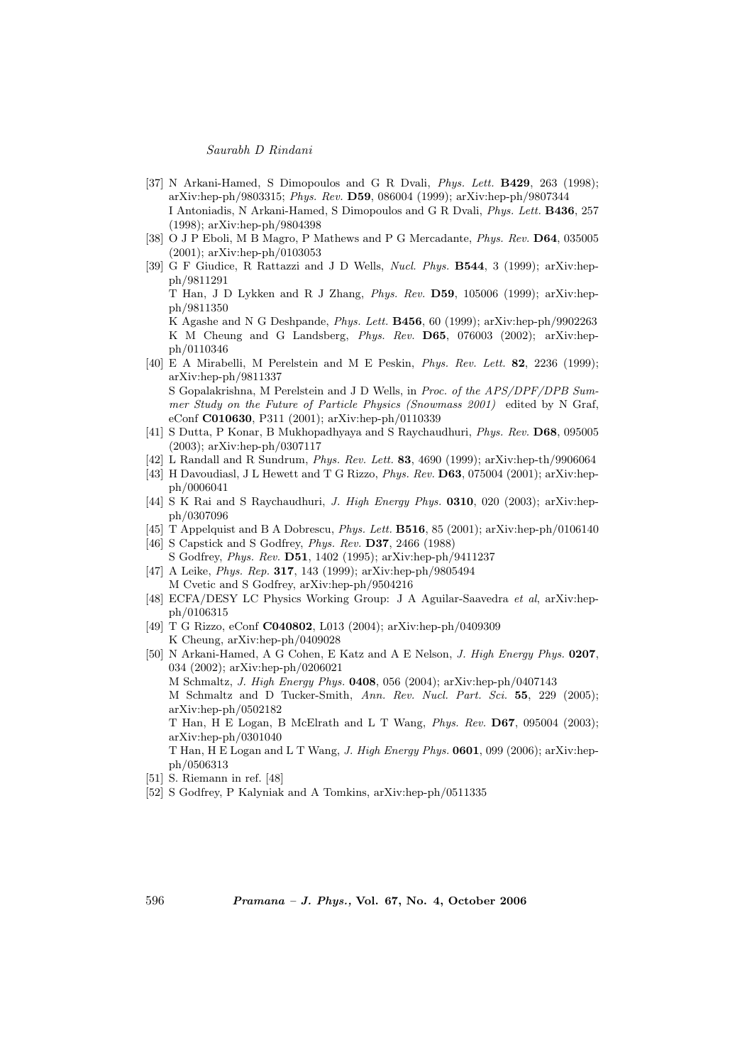[37] N Arkani-Hamed, S Dimopoulos and G R Dvali, *Phys. Lett.* **B429**, 263 (1998); arXiv:hep-ph/9803315; *Phys. Rev.* **D59**, 086004 (1999); arXiv:hep-ph/9807344
I Antoniadis, N Arkani-Hamed, S Dimopoulos and G R Dvali, *Phys. Lett.* **B436**, 257 (1998); arXiv:hep-ph/9804398

[38] O J P Eboli, M B Magro, P Mathews and P G Mercadante, *Phys. Rev.* **D64**, 035005 (2001); arXiv:hep-ph/0103053

[39] G F Giudice, R Rattazzi and J D Wells, *Nucl. Phys.* **B544**, 3 (1999); arXiv:hep-ph/9811291
T Han, J D Lykken and R J Zhang, *Phys. Rev.* **D59**, 105006 (1999); arXiv:hep-ph/9811350
K Agashe and N G Deshpande, *Phys. Lett.* **B456**, 60 (1999); arXiv:hep-ph/9902263
K M Cheung and G Landsberg, *Phys. Rev.* **D65**, 076003 (2002); arXiv:hep-ph/0110346

[40] E A Mirabelli, M Perelstein and M E Peskin, *Phys. Rev. Lett.* **82**, 2236 (1999); arXiv:hep-ph/9811337
S Gopalakrishna, M Perelstein and J D Wells, in *Proc. of the APS/DPF/DPB Summer Study on the Future of Particle Physics (Snowmass 2001)* edited by N Graf, eConf **C010630**, P311 (2001); arXiv:hep-ph/0110339

[41] S Dutta, P Konar, B Mukhopadhyaya and S Raychaudhuri, *Phys. Rev.* **D68**, 095005 (2003); arXiv:hep-ph/0307117

[42] L Randall and R Sundrum, *Phys. Rev. Lett.* **83**, 4690 (1999); arXiv:hep-th/9906064

[43] H Davoudiasl, J L Hewett and T G Rizzo, *Phys. Rev.* **D63**, 075004 (2001); arXiv:hep-ph/0006041

[44] S K Rai and S Raychaudhuri, *J. High Energy Phys.* **0310**, 020 (2003); arXiv:hep-ph/0307096

[45] T Appelquist and B A Dobrescu, *Phys. Lett.* **B516**, 85 (2001); arXiv:hep-ph/0106140

[46] S Capstick and S Godfrey, *Phys. Rev.* **D37**, 2466 (1988)
S Godfrey, *Phys. Rev.* **D51**, 1402 (1995); arXiv:hep-ph/9411237

[47] A Leike, *Phys. Rep.* **317**, 143 (1999); arXiv:hep-ph/9805494
M Cvetic and S Godfrey, arXiv:hep-ph/9504216

[48] ECFA/DESY LC Physics Working Group: J A Aguilar-Saavedra *et al*, arXiv:hep-ph/0106315

[49] T G Rizzo, eConf **C040802**, L013 (2004); arXiv:hep-ph/0409309
K Cheung, arXiv:hep-ph/0409028

[50] N Arkani-Hamed, A G Cohen, E Katz and A E Nelson, *J. High Energy Phys.* **0207**, 034 (2002); arXiv:hep-ph/0206021
M Schmaltz, *J. High Energy Phys.* **0408**, 056 (2004); arXiv:hep-ph/0407143
M Schmaltz and D Tucker-Smith, *Ann. Rev. Nucl. Part. Sci.* **55**, 229 (2005); arXiv:hep-ph/0502182
T Han, H E Logan, B McElrath and L T Wang, *Phys. Rev.* **D67**, 095004 (2003); arXiv:hep-ph/0301040
T Han, H E Logan and L T Wang, *J. High Energy Phys.* **0601**, 099 (2006); arXiv:hep-ph/0506313

[51] S. Riemann in ref. [48]

[52] S Godfrey, P Kalyniak and A Tomkins, arXiv:hep-ph/0511335